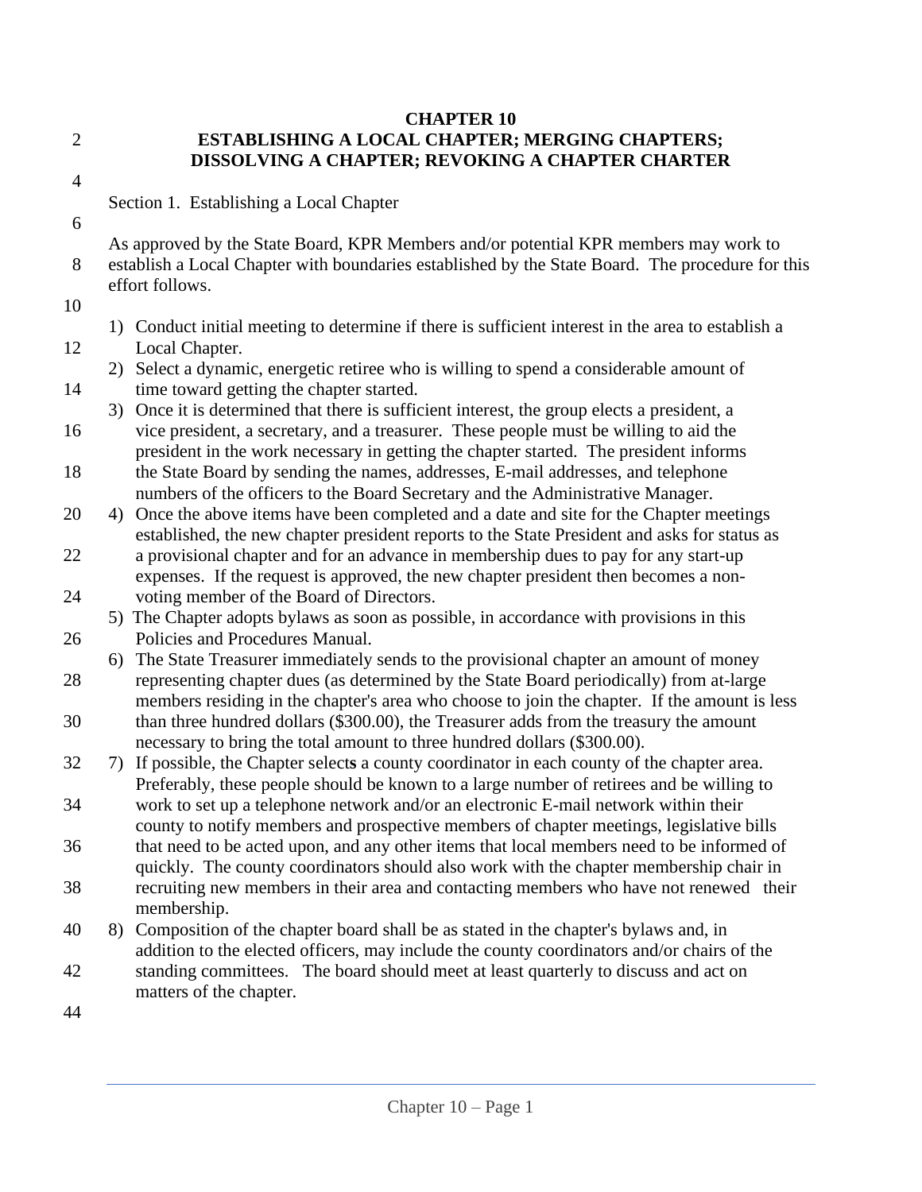# CHAPTER 10
## ESTABLISHING A LOCAL CHAPTER; MERGING CHAPTERS; DISSOLVING A CHAPTER; REVOKING A CHAPTER CHARTER

Section 1. Establishing a Local Chapter

As approved by the State Board, KPR Members and/or potential KPR members may work to establish a Local Chapter with boundaries established by the State Board. The procedure for this effort follows.

1) Conduct initial meeting to determine if there is sufficient interest in the area to establish a Local Chapter.
2) Select a dynamic, energetic retiree who is willing to spend a considerable amount of time toward getting the chapter started.
3) Once it is determined that there is sufficient interest, the group elects a president, a vice president, a secretary, and a treasurer. These people must be willing to aid the president in the work necessary in getting the chapter started. The president informs the State Board by sending the names, addresses, E-mail addresses, and telephone numbers of the officers to the Board Secretary and the Administrative Manager.
4) Once the above items have been completed and a date and site for the Chapter meetings established, the new chapter president reports to the State President and asks for status as a provisional chapter and for an advance in membership dues to pay for any start-up expenses. If the request is approved, the new chapter president then becomes a non-voting member of the Board of Directors.
5) The Chapter adopts bylaws as soon as possible, in accordance with provisions in this Policies and Procedures Manual.
6) The State Treasurer immediately sends to the provisional chapter an amount of money representing chapter dues (as determined by the State Board periodically) from at-large members residing in the chapter's area who choose to join the chapter. If the amount is less than three hundred dollars ($300.00), the Treasurer adds from the treasury the amount necessary to bring the total amount to three hundred dollars ($300.00).
7) If possible, the Chapter selects a county coordinator in each county of the chapter area. Preferably, these people should be known to a large number of retirees and be willing to work to set up a telephone network and/or an electronic E-mail network within their county to notify members and prospective members of chapter meetings, legislative bills that need to be acted upon, and any other items that local members need to be informed of quickly. The county coordinators should also work with the chapter membership chair in recruiting new members in their area and contacting members who have not renewed their membership.
8) Composition of the chapter board shall be as stated in the chapter's bylaws and, in addition to the elected officers, may include the county coordinators and/or chairs of the standing committees. The board should meet at least quarterly to discuss and act on matters of the chapter.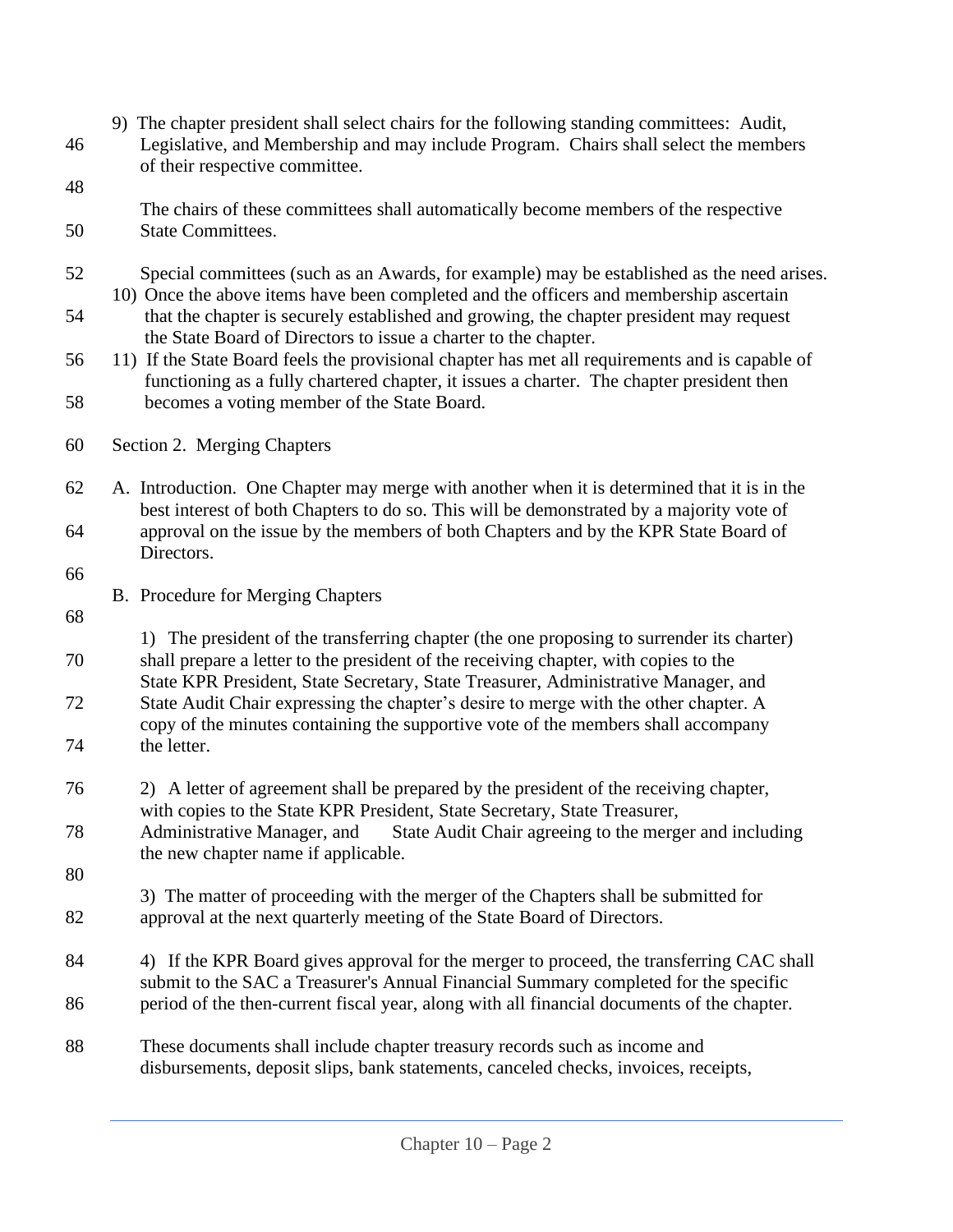9) The chapter president shall select chairs for the following standing committees: Audit, Legislative, and Membership and may include Program. Chairs shall select the members of their respective committee.

The chairs of these committees shall automatically become members of the respective State Committees.

Special committees (such as an Awards, for example) may be established as the need arises.

10) Once the above items have been completed and the officers and membership ascertain that the chapter is securely established and growing, the chapter president may request the State Board of Directors to issue a charter to the chapter.

11) If the State Board feels the provisional chapter has met all requirements and is capable of functioning as a fully chartered chapter, it issues a charter. The chapter president then becomes a voting member of the State Board.

Section 2. Merging Chapters

A. Introduction. One Chapter may merge with another when it is determined that it is in the best interest of both Chapters to do so. This will be demonstrated by a majority vote of approval on the issue by the members of both Chapters and by the KPR State Board of Directors.

B. Procedure for Merging Chapters

1) The president of the transferring chapter (the one proposing to surrender its charter) shall prepare a letter to the president of the receiving chapter, with copies to the State KPR President, State Secretary, State Treasurer, Administrative Manager, and State Audit Chair expressing the chapter's desire to merge with the other chapter. A copy of the minutes containing the supportive vote of the members shall accompany the letter.

2) A letter of agreement shall be prepared by the president of the receiving chapter, with copies to the State KPR President, State Secretary, State Treasurer, Administrative Manager, and State Audit Chair agreeing to the merger and including the new chapter name if applicable.

3) The matter of proceeding with the merger of the Chapters shall be submitted for approval at the next quarterly meeting of the State Board of Directors.

4) If the KPR Board gives approval for the merger to proceed, the transferring CAC shall submit to the SAC a Treasurer's Annual Financial Summary completed for the specific period of the then-current fiscal year, along with all financial documents of the chapter.

These documents shall include chapter treasury records such as income and disbursements, deposit slips, bank statements, canceled checks, invoices, receipts,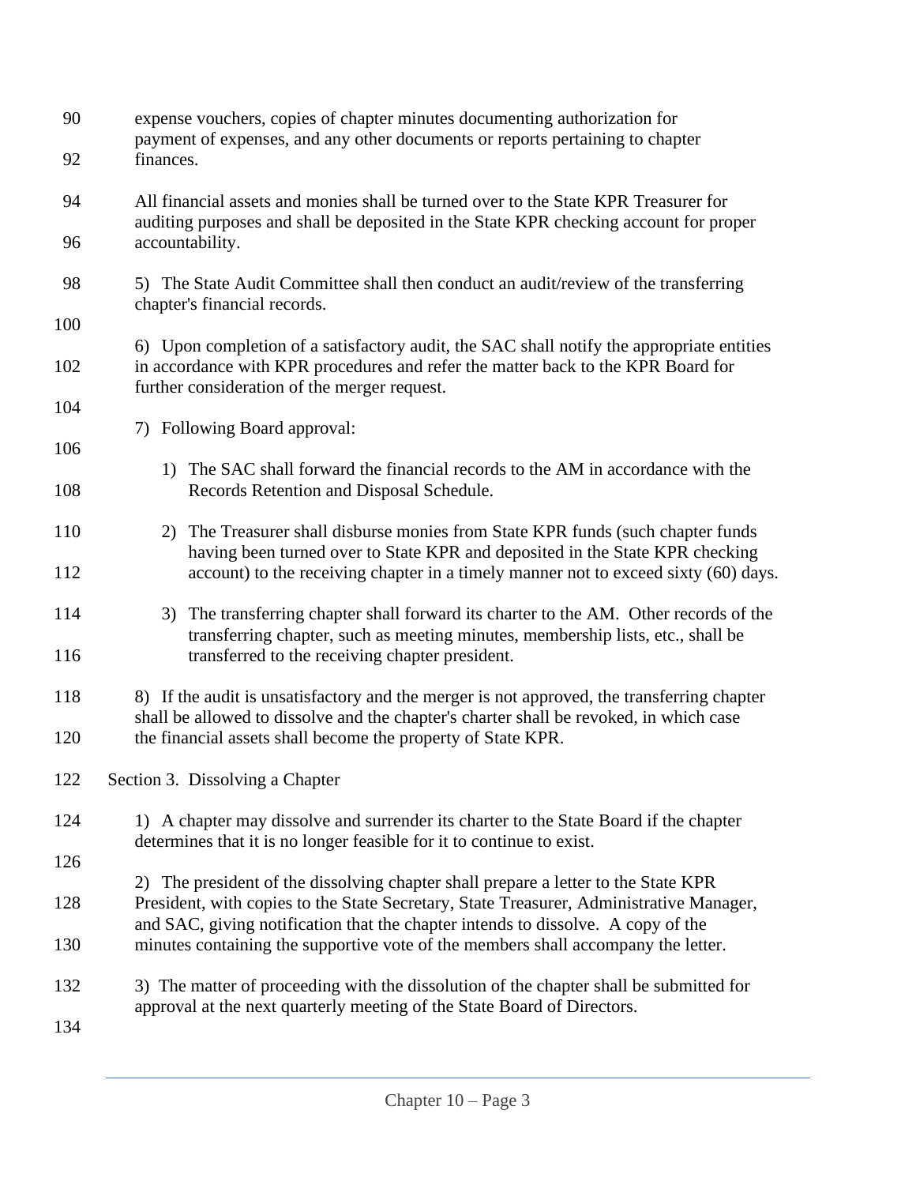expense vouchers, copies of chapter minutes documenting authorization for payment of expenses, and any other documents or reports pertaining to chapter finances.

All financial assets and monies shall be turned over to the State KPR Treasurer for auditing purposes and shall be deposited in the State KPR checking account for proper accountability.

5) The State Audit Committee shall then conduct an audit/review of the transferring chapter's financial records.

6) Upon completion of a satisfactory audit, the SAC shall notify the appropriate entities in accordance with KPR procedures and refer the matter back to the KPR Board for further consideration of the merger request.

7) Following Board approval:

   1) The SAC shall forward the financial records to the AM in accordance with the Records Retention and Disposal Schedule.

   2) The Treasurer shall disburse monies from State KPR funds (such chapter funds having been turned over to State KPR and deposited in the State KPR checking account) to the receiving chapter in a timely manner not to exceed sixty (60) days.

   3) The transferring chapter shall forward its charter to the AM. Other records of the transferring chapter, such as meeting minutes, membership lists, etc., shall be transferred to the receiving chapter president.

8) If the audit is unsatisfactory and the merger is not approved, the transferring chapter shall be allowed to dissolve and the chapter's charter shall be revoked, in which case the financial assets shall become the property of State KPR.

## Section 3. Dissolving a Chapter

1) A chapter may dissolve and surrender its charter to the State Board if the chapter determines that it is no longer feasible for it to continue to exist.

2) The president of the dissolving chapter shall prepare a letter to the State KPR President, with copies to the State Secretary, State Treasurer, Administrative Manager, and SAC, giving notification that the chapter intends to dissolve. A copy of the minutes containing the supportive vote of the members shall accompany the letter.

3) The matter of proceeding with the dissolution of the chapter shall be submitted for approval at the next quarterly meeting of the State Board of Directors.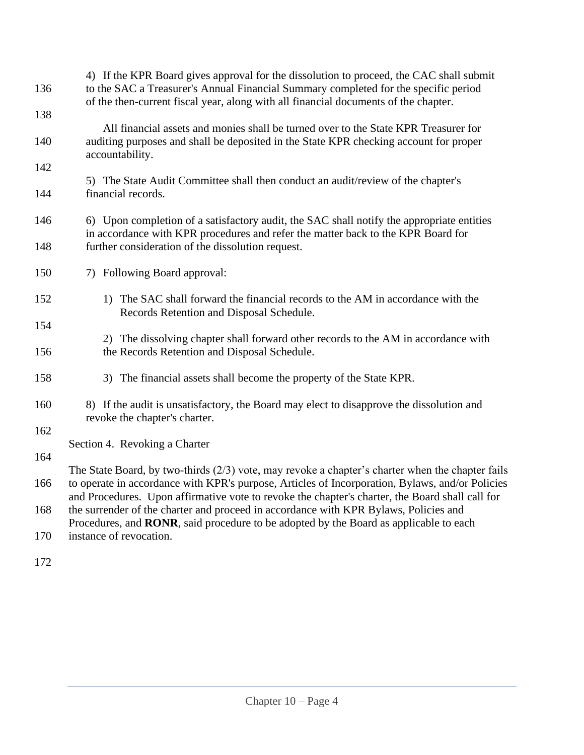4) If the KPR Board gives approval for the dissolution to proceed, the CAC shall submit to the SAC a Treasurer's Annual Financial Summary completed for the specific period of the then-current fiscal year, along with all financial documents of the chapter.

All financial assets and monies shall be turned over to the State KPR Treasurer for auditing purposes and shall be deposited in the State KPR checking account for proper accountability.

5) The State Audit Committee shall then conduct an audit/review of the chapter's financial records.

6) Upon completion of a satisfactory audit, the SAC shall notify the appropriate entities in accordance with KPR procedures and refer the matter back to the KPR Board for further consideration of the dissolution request.

7) Following Board approval:

   1) The SAC shall forward the financial records to the AM in accordance with the Records Retention and Disposal Schedule.

   2) The dissolving chapter shall forward other records to the AM in accordance with the Records Retention and Disposal Schedule.

   3) The financial assets shall become the property of the State KPR.

8) If the audit is unsatisfactory, the Board may elect to disapprove the dissolution and revoke the chapter's charter.

Section 4. Revoking a Charter

The State Board, by two-thirds (2/3) vote, may revoke a chapter's charter when the chapter fails to operate in accordance with KPR's purpose, Articles of Incorporation, Bylaws, and/or Policies and Procedures. Upon affirmative vote to revoke the chapter's charter, the Board shall call for the surrender of the charter and proceed in accordance with KPR Bylaws, Policies and Procedures, and **RONR**, said procedure to be adopted by the Board as applicable to each instance of revocation.